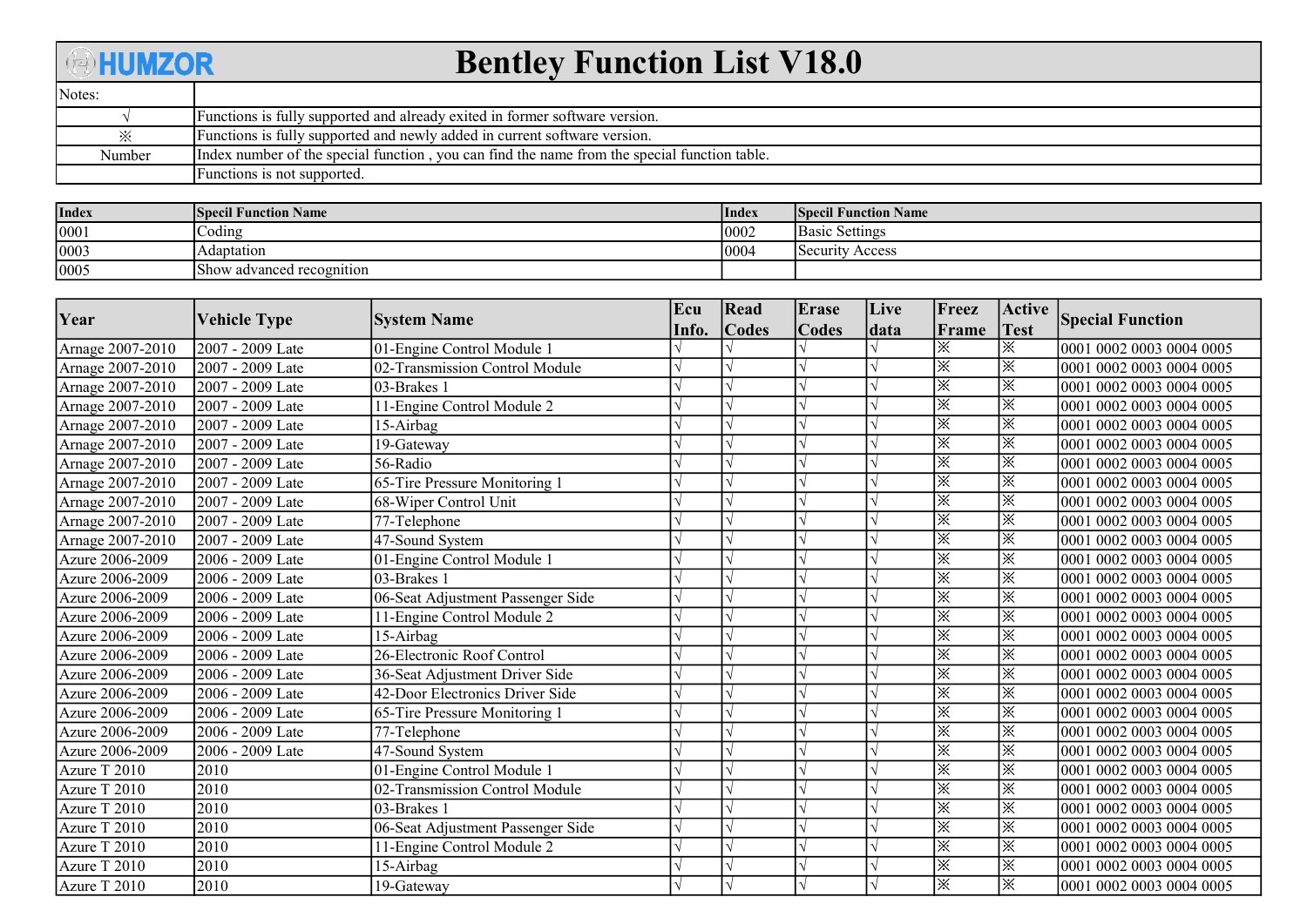# Bentley Function List V18.0

| Notes: | |
|---|---|
| √ | Functions is fully supported and already exited in former software version. |
| ※ | Functions is fully supported and newly added in current software version. |
| Number | Index number of the special function , you can find the name from the special function table. |
| | Functions is not supported. |

| Index | Specil Function Name | Index | Specil Function Name |
|---|---|---|---|
| 0001 | Coding | 0002 | Basic Settings |
| 0003 | Adaptation | 0004 | Security Access |
| 0005 | Show advanced recognition | | |

| Year | Vehicle Type | System Name | Ecu Info. | Read Codes | Erase Codes | Live data | Freez Frame | Active Test | Special Function |
|---|---|---|---|---|---|---|---|---|---|
| Arnage 2007-2010 | 2007 - 2009 Late | 01-Engine Control Module 1 | √ | √ | √ | √ | ※ | ※ | 0001 0002 0003 0004 0005 |
| Arnage 2007-2010 | 2007 - 2009 Late | 02-Transmission Control Module | √ | √ | √ | √ | ※ | ※ | 0001 0002 0003 0004 0005 |
| Arnage 2007-2010 | 2007 - 2009 Late | 03-Brakes 1 | √ | √ | √ | √ | ※ | ※ | 0001 0002 0003 0004 0005 |
| Arnage 2007-2010 | 2007 - 2009 Late | 11-Engine Control Module 2 | √ | √ | √ | √ | ※ | ※ | 0001 0002 0003 0004 0005 |
| Arnage 2007-2010 | 2007 - 2009 Late | 15-Airbag | √ | √ | √ | √ | ※ | ※ | 0001 0002 0003 0004 0005 |
| Arnage 2007-2010 | 2007 - 2009 Late | 19-Gateway | √ | √ | √ | √ | ※ | ※ | 0001 0002 0003 0004 0005 |
| Arnage 2007-2010 | 2007 - 2009 Late | 56-Radio | √ | √ | √ | √ | ※ | ※ | 0001 0002 0003 0004 0005 |
| Arnage 2007-2010 | 2007 - 2009 Late | 65-Tire Pressure Monitoring 1 | √ | √ | √ | √ | ※ | ※ | 0001 0002 0003 0004 0005 |
| Arnage 2007-2010 | 2007 - 2009 Late | 68-Wiper Control Unit | √ | √ | √ | √ | ※ | ※ | 0001 0002 0003 0004 0005 |
| Arnage 2007-2010 | 2007 - 2009 Late | 77-Telephone | √ | √ | √ | √ | ※ | ※ | 0001 0002 0003 0004 0005 |
| Arnage 2007-2010 | 2007 - 2009 Late | 47-Sound System | √ | √ | √ | √ | ※ | ※ | 0001 0002 0003 0004 0005 |
| Azure 2006-2009 | 2006 - 2009 Late | 01-Engine Control Module 1 | √ | √ | √ | √ | ※ | ※ | 0001 0002 0003 0004 0005 |
| Azure 2006-2009 | 2006 - 2009 Late | 03-Brakes 1 | √ | √ | √ | √ | ※ | ※ | 0001 0002 0003 0004 0005 |
| Azure 2006-2009 | 2006 - 2009 Late | 06-Seat Adjustment Passenger Side | √ | √ | √ | √ | ※ | ※ | 0001 0002 0003 0004 0005 |
| Azure 2006-2009 | 2006 - 2009 Late | 11-Engine Control Module 2 | √ | √ | √ | √ | ※ | ※ | 0001 0002 0003 0004 0005 |
| Azure 2006-2009 | 2006 - 2009 Late | 15-Airbag | √ | √ | √ | √ | ※ | ※ | 0001 0002 0003 0004 0005 |
| Azure 2006-2009 | 2006 - 2009 Late | 26-Electronic Roof Control | √ | √ | √ | √ | ※ | ※ | 0001 0002 0003 0004 0005 |
| Azure 2006-2009 | 2006 - 2009 Late | 36-Seat Adjustment Driver Side | √ | √ | √ | √ | ※ | ※ | 0001 0002 0003 0004 0005 |
| Azure 2006-2009 | 2006 - 2009 Late | 42-Door Electronics Driver Side | √ | √ | √ | √ | ※ | ※ | 0001 0002 0003 0004 0005 |
| Azure 2006-2009 | 2006 - 2009 Late | 65-Tire Pressure Monitoring 1 | √ | √ | √ | √ | ※ | ※ | 0001 0002 0003 0004 0005 |
| Azure 2006-2009 | 2006 - 2009 Late | 77-Telephone | √ | √ | √ | √ | ※ | ※ | 0001 0002 0003 0004 0005 |
| Azure 2006-2009 | 2006 - 2009 Late | 47-Sound System | √ | √ | √ | √ | ※ | ※ | 0001 0002 0003 0004 0005 |
| Azure T 2010 | 2010 | 01-Engine Control Module 1 | √ | √ | √ | √ | ※ | ※ | 0001 0002 0003 0004 0005 |
| Azure T 2010 | 2010 | 02-Transmission Control Module | √ | √ | √ | √ | ※ | ※ | 0001 0002 0003 0004 0005 |
| Azure T 2010 | 2010 | 03-Brakes 1 | √ | √ | √ | √ | ※ | ※ | 0001 0002 0003 0004 0005 |
| Azure T 2010 | 2010 | 06-Seat Adjustment Passenger Side | √ | √ | √ | √ | ※ | ※ | 0001 0002 0003 0004 0005 |
| Azure T 2010 | 2010 | 11-Engine Control Module 2 | √ | √ | √ | √ | ※ | ※ | 0001 0002 0003 0004 0005 |
| Azure T 2010 | 2010 | 15-Airbag | √ | √ | √ | √ | ※ | ※ | 0001 0002 0003 0004 0005 |
| Azure T 2010 | 2010 | 19-Gateway | √ | √ | √ | √ | ※ | ※ | 0001 0002 0003 0004 0005 |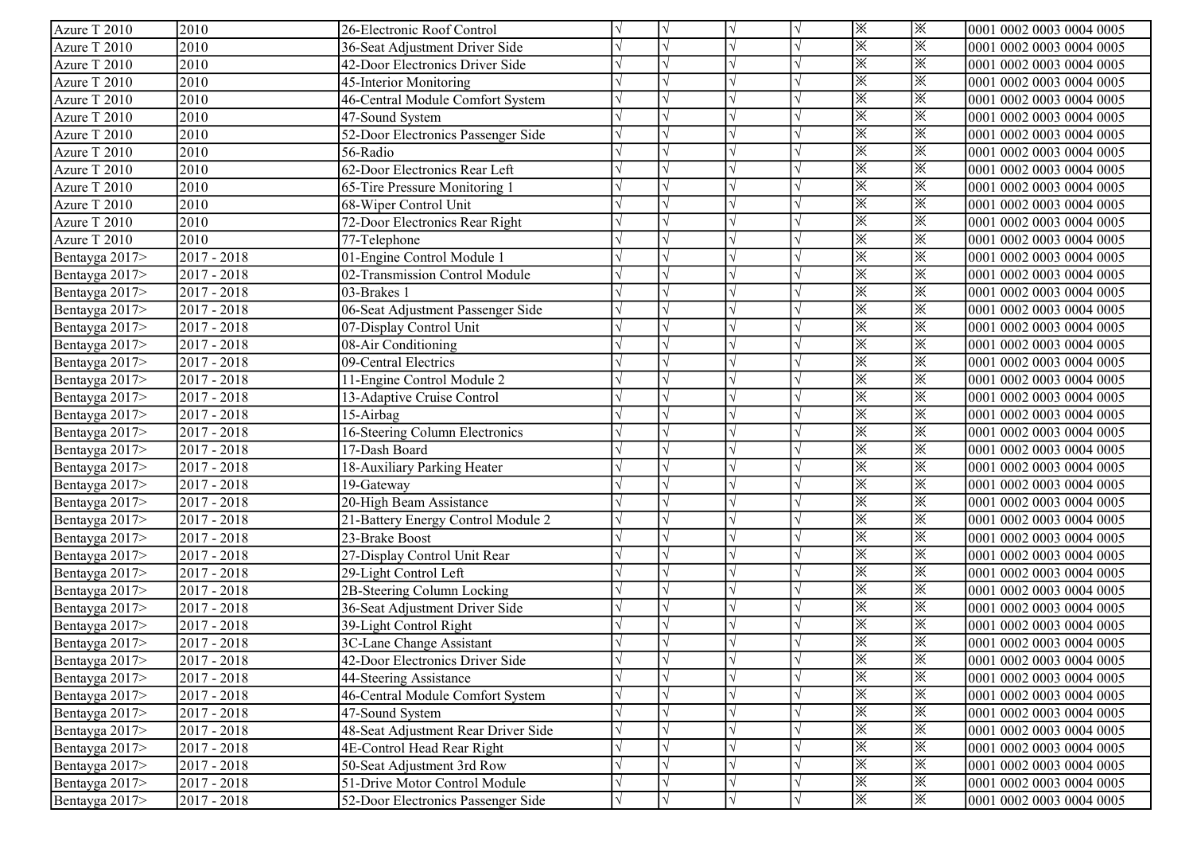| | | | | | | | | | |
|---|---|---|---|---|---|---|---|---|---|
| Azure T 2010 | 2010 | 26-Electronic Roof Control | √ | √ | √ | √ | ※ | ※ | 0001 0002 0003 0004 0005 |
| Azure T 2010 | 2010 | 36-Seat Adjustment Driver Side | √ | √ | √ | √ | ※ | ※ | 0001 0002 0003 0004 0005 |
| Azure T 2010 | 2010 | 42-Door Electronics Driver Side | √ | √ | √ | √ | ※ | ※ | 0001 0002 0003 0004 0005 |
| Azure T 2010 | 2010 | 45-Interior Monitoring | √ | √ | √ | √ | ※ | ※ | 0001 0002 0003 0004 0005 |
| Azure T 2010 | 2010 | 46-Central Module Comfort System | √ | √ | √ | √ | ※ | ※ | 0001 0002 0003 0004 0005 |
| Azure T 2010 | 2010 | 47-Sound System | √ | √ | √ | √ | ※ | ※ | 0001 0002 0003 0004 0005 |
| Azure T 2010 | 2010 | 52-Door Electronics Passenger Side | √ | √ | √ | √ | ※ | ※ | 0001 0002 0003 0004 0005 |
| Azure T 2010 | 2010 | 56-Radio | √ | √ | √ | √ | ※ | ※ | 0001 0002 0003 0004 0005 |
| Azure T 2010 | 2010 | 62-Door Electronics Rear Left | √ | √ | √ | √ | ※ | ※ | 0001 0002 0003 0004 0005 |
| Azure T 2010 | 2010 | 65-Tire Pressure Monitoring 1 | √ | √ | √ | √ | ※ | ※ | 0001 0002 0003 0004 0005 |
| Azure T 2010 | 2010 | 68-Wiper Control Unit | √ | √ | √ | √ | ※ | ※ | 0001 0002 0003 0004 0005 |
| Azure T 2010 | 2010 | 72-Door Electronics Rear Right | √ | √ | √ | √ | ※ | ※ | 0001 0002 0003 0004 0005 |
| Azure T 2010 | 2010 | 77-Telephone | √ | √ | √ | √ | ※ | ※ | 0001 0002 0003 0004 0005 |
| Bentayga 2017> | 2017 - 2018 | 01-Engine Control Module 1 | √ | √ | √ | √ | ※ | ※ | 0001 0002 0003 0004 0005 |
| Bentayga 2017> | 2017 - 2018 | 02-Transmission Control Module | √ | √ | √ | √ | ※ | ※ | 0001 0002 0003 0004 0005 |
| Bentayga 2017> | 2017 - 2018 | 03-Brakes 1 | √ | √ | √ | √ | ※ | ※ | 0001 0002 0003 0004 0005 |
| Bentayga 2017> | 2017 - 2018 | 06-Seat Adjustment Passenger Side | √ | √ | √ | √ | ※ | ※ | 0001 0002 0003 0004 0005 |
| Bentayga 2017> | 2017 - 2018 | 07-Display Control Unit | √ | √ | √ | √ | ※ | ※ | 0001 0002 0003 0004 0005 |
| Bentayga 2017> | 2017 - 2018 | 08-Air Conditioning | √ | √ | √ | √ | ※ | ※ | 0001 0002 0003 0004 0005 |
| Bentayga 2017> | 2017 - 2018 | 09-Central Electrics | √ | √ | √ | √ | ※ | ※ | 0001 0002 0003 0004 0005 |
| Bentayga 2017> | 2017 - 2018 | 11-Engine Control Module 2 | √ | √ | √ | √ | ※ | ※ | 0001 0002 0003 0004 0005 |
| Bentayga 2017> | 2017 - 2018 | 13-Adaptive Cruise Control | √ | √ | √ | √ | ※ | ※ | 0001 0002 0003 0004 0005 |
| Bentayga 2017> | 2017 - 2018 | 15-Airbag | √ | √ | √ | √ | ※ | ※ | 0001 0002 0003 0004 0005 |
| Bentayga 2017> | 2017 - 2018 | 16-Steering Column Electronics | √ | √ | √ | √ | ※ | ※ | 0001 0002 0003 0004 0005 |
| Bentayga 2017> | 2017 - 2018 | 17-Dash Board | √ | √ | √ | √ | ※ | ※ | 0001 0002 0003 0004 0005 |
| Bentayga 2017> | 2017 - 2018 | 18-Auxiliary Parking Heater | √ | √ | √ | √ | ※ | ※ | 0001 0002 0003 0004 0005 |
| Bentayga 2017> | 2017 - 2018 | 19-Gateway | √ | √ | √ | √ | ※ | ※ | 0001 0002 0003 0004 0005 |
| Bentayga 2017> | 2017 - 2018 | 20-High Beam Assistance | √ | √ | √ | √ | ※ | ※ | 0001 0002 0003 0004 0005 |
| Bentayga 2017> | 2017 - 2018 | 21-Battery Energy Control Module 2 | √ | √ | √ | √ | ※ | ※ | 0001 0002 0003 0004 0005 |
| Bentayga 2017> | 2017 - 2018 | 23-Brake Boost | √ | √ | √ | √ | ※ | ※ | 0001 0002 0003 0004 0005 |
| Bentayga 2017> | 2017 - 2018 | 27-Display Control Unit Rear | √ | √ | √ | √ | ※ | ※ | 0001 0002 0003 0004 0005 |
| Bentayga 2017> | 2017 - 2018 | 29-Light Control Left | √ | √ | √ | √ | ※ | ※ | 0001 0002 0003 0004 0005 |
| Bentayga 2017> | 2017 - 2018 | 2B-Steering Column Locking | √ | √ | √ | √ | ※ | ※ | 0001 0002 0003 0004 0005 |
| Bentayga 2017> | 2017 - 2018 | 36-Seat Adjustment Driver Side | √ | √ | √ | √ | ※ | ※ | 0001 0002 0003 0004 0005 |
| Bentayga 2017> | 2017 - 2018 | 39-Light Control Right | √ | √ | √ | √ | ※ | ※ | 0001 0002 0003 0004 0005 |
| Bentayga 2017> | 2017 - 2018 | 3C-Lane Change Assistant | √ | √ | √ | √ | ※ | ※ | 0001 0002 0003 0004 0005 |
| Bentayga 2017> | 2017 - 2018 | 42-Door Electronics Driver Side | √ | √ | √ | √ | ※ | ※ | 0001 0002 0003 0004 0005 |
| Bentayga 2017> | 2017 - 2018 | 44-Steering Assistance | √ | √ | √ | √ | ※ | ※ | 0001 0002 0003 0004 0005 |
| Bentayga 2017> | 2017 - 2018 | 46-Central Module Comfort System | √ | √ | √ | √ | ※ | ※ | 0001 0002 0003 0004 0005 |
| Bentayga 2017> | 2017 - 2018 | 47-Sound System | √ | √ | √ | √ | ※ | ※ | 0001 0002 0003 0004 0005 |
| Bentayga 2017> | 2017 - 2018 | 48-Seat Adjustment Rear Driver Side | √ | √ | √ | √ | ※ | ※ | 0001 0002 0003 0004 0005 |
| Bentayga 2017> | 2017 - 2018 | 4E-Control Head Rear Right | √ | √ | √ | √ | ※ | ※ | 0001 0002 0003 0004 0005 |
| Bentayga 2017> | 2017 - 2018 | 50-Seat Adjustment 3rd Row | √ | √ | √ | √ | ※ | ※ | 0001 0002 0003 0004 0005 |
| Bentayga 2017> | 2017 - 2018 | 51-Drive Motor Control Module | √ | √ | √ | √ | ※ | ※ | 0001 0002 0003 0004 0005 |
| Bentayga 2017> | 2017 - 2018 | 52-Door Electronics Passenger Side | √ | √ | √ | √ | ※ | ※ | 0001 0002 0003 0004 0005 |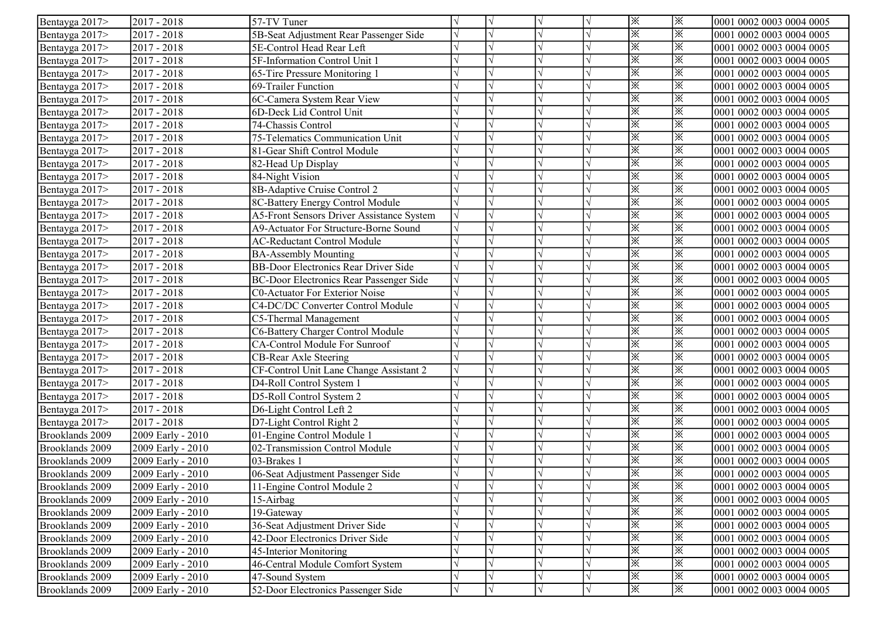| | | | | | | | | | |
|---|---|---|---|---|---|---|---|---|---|
| Bentayga 2017> | 2017 - 2018 | 57-TV Tuner | √ | √ | √ | √ | ※ | ※ | 0001 0002 0003 0004 0005 |
| Bentayga 2017> | 2017 - 2018 | 5B-Seat Adjustment Rear Passenger Side | √ | √ | √ | √ | ※ | ※ | 0001 0002 0003 0004 0005 |
| Bentayga 2017> | 2017 - 2018 | 5E-Control Head Rear Left | √ | √ | √ | √ | ※ | ※ | 0001 0002 0003 0004 0005 |
| Bentayga 2017> | 2017 - 2018 | 5F-Information Control Unit 1 | √ | √ | √ | √ | ※ | ※ | 0001 0002 0003 0004 0005 |
| Bentayga 2017> | 2017 - 2018 | 65-Tire Pressure Monitoring 1 | √ | √ | √ | √ | ※ | ※ | 0001 0002 0003 0004 0005 |
| Bentayga 2017> | 2017 - 2018 | 69-Trailer Function | √ | √ | √ | √ | ※ | ※ | 0001 0002 0003 0004 0005 |
| Bentayga 2017> | 2017 - 2018 | 6C-Camera System Rear View | √ | √ | √ | √ | ※ | ※ | 0001 0002 0003 0004 0005 |
| Bentayga 2017> | 2017 - 2018 | 6D-Deck Lid Control Unit | √ | √ | √ | √ | ※ | ※ | 0001 0002 0003 0004 0005 |
| Bentayga 2017> | 2017 - 2018 | 74-Chassis Control | √ | √ | √ | √ | ※ | ※ | 0001 0002 0003 0004 0005 |
| Bentayga 2017> | 2017 - 2018 | 75-Telematics Communication Unit | √ | √ | √ | √ | ※ | ※ | 0001 0002 0003 0004 0005 |
| Bentayga 2017> | 2017 - 2018 | 81-Gear Shift Control Module | √ | √ | √ | √ | ※ | ※ | 0001 0002 0003 0004 0005 |
| Bentayga 2017> | 2017 - 2018 | 82-Head Up Display | √ | √ | √ | √ | ※ | ※ | 0001 0002 0003 0004 0005 |
| Bentayga 2017> | 2017 - 2018 | 84-Night Vision | √ | √ | √ | √ | ※ | ※ | 0001 0002 0003 0004 0005 |
| Bentayga 2017> | 2017 - 2018 | 8B-Adaptive Cruise Control 2 | √ | √ | √ | √ | ※ | ※ | 0001 0002 0003 0004 0005 |
| Bentayga 2017> | 2017 - 2018 | 8C-Battery Energy Control Module | √ | √ | √ | √ | ※ | ※ | 0001 0002 0003 0004 0005 |
| Bentayga 2017> | 2017 - 2018 | A5-Front Sensors Driver Assistance System | √ | √ | √ | √ | ※ | ※ | 0001 0002 0003 0004 0005 |
| Bentayga 2017> | 2017 - 2018 | A9-Actuator For Structure-Borne Sound | √ | √ | √ | √ | ※ | ※ | 0001 0002 0003 0004 0005 |
| Bentayga 2017> | 2017 - 2018 | AC-Reductant Control Module | √ | √ | √ | √ | ※ | ※ | 0001 0002 0003 0004 0005 |
| Bentayga 2017> | 2017 - 2018 | BA-Assembly Mounting | √ | √ | √ | √ | ※ | ※ | 0001 0002 0003 0004 0005 |
| Bentayga 2017> | 2017 - 2018 | BB-Door Electronics Rear Driver Side | √ | √ | √ | √ | ※ | ※ | 0001 0002 0003 0004 0005 |
| Bentayga 2017> | 2017 - 2018 | BC-Door Electronics Rear Passenger Side | √ | √ | √ | √ | ※ | ※ | 0001 0002 0003 0004 0005 |
| Bentayga 2017> | 2017 - 2018 | C0-Actuator For Exterior Noise | √ | √ | √ | √ | ※ | ※ | 0001 0002 0003 0004 0005 |
| Bentayga 2017> | 2017 - 2018 | C4-DC/DC Converter Control Module | √ | √ | √ | √ | ※ | ※ | 0001 0002 0003 0004 0005 |
| Bentayga 2017> | 2017 - 2018 | C5-Thermal Management | √ | √ | √ | √ | ※ | ※ | 0001 0002 0003 0004 0005 |
| Bentayga 2017> | 2017 - 2018 | C6-Battery Charger Control Module | √ | √ | √ | √ | ※ | ※ | 0001 0002 0003 0004 0005 |
| Bentayga 2017> | 2017 - 2018 | CA-Control Module For Sunroof | √ | √ | √ | √ | ※ | ※ | 0001 0002 0003 0004 0005 |
| Bentayga 2017> | 2017 - 2018 | CB-Rear Axle Steering | √ | √ | √ | √ | ※ | ※ | 0001 0002 0003 0004 0005 |
| Bentayga 2017> | 2017 - 2018 | CF-Control Unit Lane Change Assistant 2 | √ | √ | √ | √ | ※ | ※ | 0001 0002 0003 0004 0005 |
| Bentayga 2017> | 2017 - 2018 | D4-Roll Control System 1 | √ | √ | √ | √ | ※ | ※ | 0001 0002 0003 0004 0005 |
| Bentayga 2017> | 2017 - 2018 | D5-Roll Control System 2 | √ | √ | √ | √ | ※ | ※ | 0001 0002 0003 0004 0005 |
| Bentayga 2017> | 2017 - 2018 | D6-Light Control Left 2 | √ | √ | √ | √ | ※ | ※ | 0001 0002 0003 0004 0005 |
| Bentayga 2017> | 2017 - 2018 | D7-Light Control Right 2 | √ | √ | √ | √ | ※ | ※ | 0001 0002 0003 0004 0005 |
| Brooklands 2009 | 2009 Early - 2010 | 01-Engine Control Module 1 | √ | √ | √ | √ | ※ | ※ | 0001 0002 0003 0004 0005 |
| Brooklands 2009 | 2009 Early - 2010 | 02-Transmission Control Module | √ | √ | √ | √ | ※ | ※ | 0001 0002 0003 0004 0005 |
| Brooklands 2009 | 2009 Early - 2010 | 03-Brakes 1 | √ | √ | √ | √ | ※ | ※ | 0001 0002 0003 0004 0005 |
| Brooklands 2009 | 2009 Early - 2010 | 06-Seat Adjustment Passenger Side | √ | √ | √ | √ | ※ | ※ | 0001 0002 0003 0004 0005 |
| Brooklands 2009 | 2009 Early - 2010 | 11-Engine Control Module 2 | √ | √ | √ | √ | ※ | ※ | 0001 0002 0003 0004 0005 |
| Brooklands 2009 | 2009 Early - 2010 | 15-Airbag | √ | √ | √ | √ | ※ | ※ | 0001 0002 0003 0004 0005 |
| Brooklands 2009 | 2009 Early - 2010 | 19-Gateway | √ | √ | √ | √ | ※ | ※ | 0001 0002 0003 0004 0005 |
| Brooklands 2009 | 2009 Early - 2010 | 36-Seat Adjustment Driver Side | √ | √ | √ | √ | ※ | ※ | 0001 0002 0003 0004 0005 |
| Brooklands 2009 | 2009 Early - 2010 | 42-Door Electronics Driver Side | √ | √ | √ | √ | ※ | ※ | 0001 0002 0003 0004 0005 |
| Brooklands 2009 | 2009 Early - 2010 | 45-Interior Monitoring | √ | √ | √ | √ | ※ | ※ | 0001 0002 0003 0004 0005 |
| Brooklands 2009 | 2009 Early - 2010 | 46-Central Module Comfort System | √ | √ | √ | √ | ※ | ※ | 0001 0002 0003 0004 0005 |
| Brooklands 2009 | 2009 Early - 2010 | 47-Sound System | √ | √ | √ | √ | ※ | ※ | 0001 0002 0003 0004 0005 |
| Brooklands 2009 | 2009 Early - 2010 | 52-Door Electronics Passenger Side | √ | √ | √ | √ | ※ | ※ | 0001 0002 0003 0004 0005 |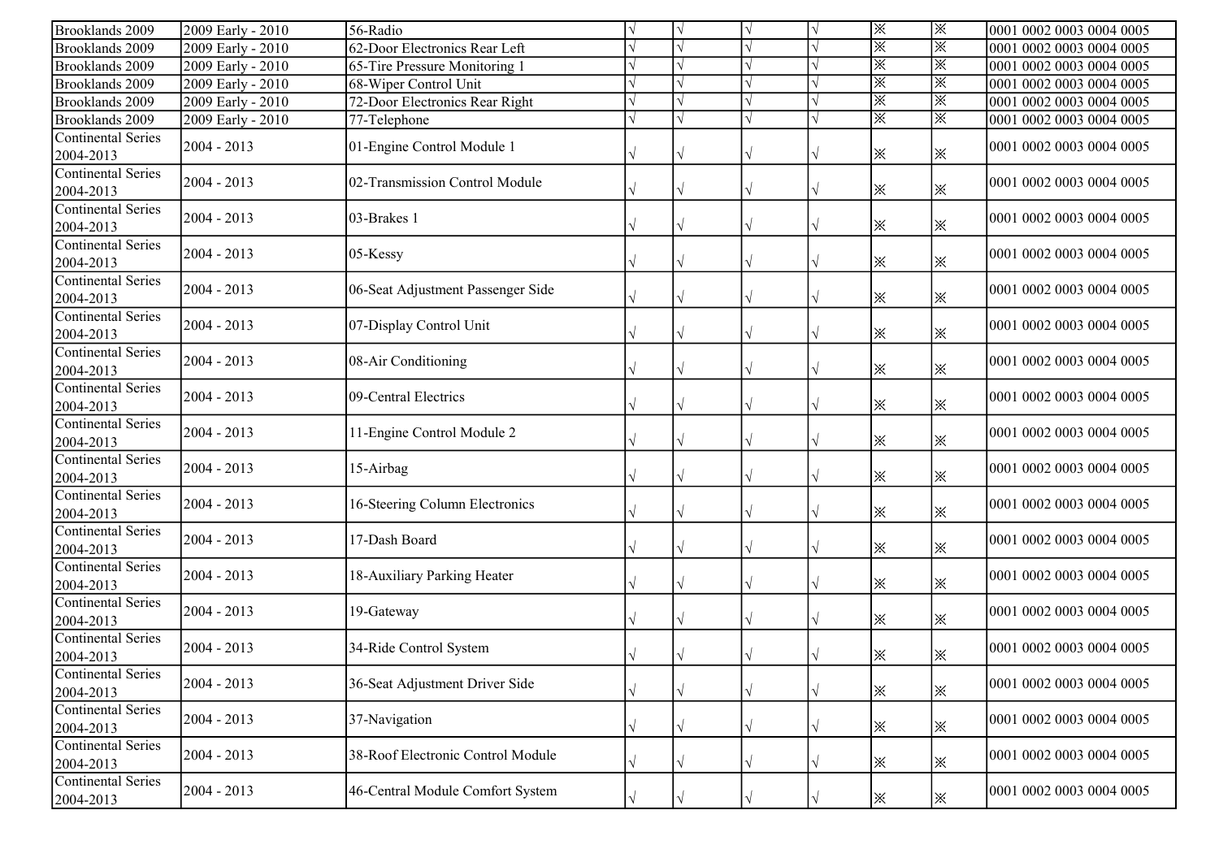| Brooklands 2009 | 2009 Early - 2010 | 56-Radio | √ | √ | √ | √ | ※ | ※ | 0001 0002 0003 0004 0005 |
|---|---|---|---|---|---|---|---|---|---|
| Brooklands 2009 | 2009 Early - 2010 | 62-Door Electronics Rear Left | √ | √ | √ | √ | ※ | ※ | 0001 0002 0003 0004 0005 |
| Brooklands 2009 | 2009 Early - 2010 | 65-Tire Pressure Monitoring 1 | √ | √ | √ | √ | ※ | ※ | 0001 0002 0003 0004 0005 |
| Brooklands 2009 | 2009 Early - 2010 | 68-Wiper Control Unit | √ | √ | √ | √ | ※ | ※ | 0001 0002 0003 0004 0005 |
| Brooklands 2009 | 2009 Early - 2010 | 72-Door Electronics Rear Right | √ | √ | √ | √ | ※ | ※ | 0001 0002 0003 0004 0005 |
| Brooklands 2009 | 2009 Early - 2010 | 77-Telephone | √ | √ | √ | √ | ※ | ※ | 0001 0002 0003 0004 0005 |
| Continental Series 2004-2013 | 2004 - 2013 | 01-Engine Control Module 1 | √ | √ | √ | √ | ※ | ※ | 0001 0002 0003 0004 0005 |
| Continental Series 2004-2013 | 2004 - 2013 | 02-Transmission Control Module | √ | √ | √ | √ | ※ | ※ | 0001 0002 0003 0004 0005 |
| Continental Series 2004-2013 | 2004 - 2013 | 03-Brakes 1 | √ | √ | √ | √ | ※ | ※ | 0001 0002 0003 0004 0005 |
| Continental Series 2004-2013 | 2004 - 2013 | 05-Kessy | √ | √ | √ | √ | ※ | ※ | 0001 0002 0003 0004 0005 |
| Continental Series 2004-2013 | 2004 - 2013 | 06-Seat Adjustment Passenger Side | √ | √ | √ | √ | ※ | ※ | 0001 0002 0003 0004 0005 |
| Continental Series 2004-2013 | 2004 - 2013 | 07-Display Control Unit | √ | √ | √ | √ | ※ | ※ | 0001 0002 0003 0004 0005 |
| Continental Series 2004-2013 | 2004 - 2013 | 08-Air Conditioning | √ | √ | √ | √ | ※ | ※ | 0001 0002 0003 0004 0005 |
| Continental Series 2004-2013 | 2004 - 2013 | 09-Central Electrics | √ | √ | √ | √ | ※ | ※ | 0001 0002 0003 0004 0005 |
| Continental Series 2004-2013 | 2004 - 2013 | 11-Engine Control Module 2 | √ | √ | √ | √ | ※ | ※ | 0001 0002 0003 0004 0005 |
| Continental Series 2004-2013 | 2004 - 2013 | 15-Airbag | √ | √ | √ | √ | ※ | ※ | 0001 0002 0003 0004 0005 |
| Continental Series 2004-2013 | 2004 - 2013 | 16-Steering Column Electronics | √ | √ | √ | √ | ※ | ※ | 0001 0002 0003 0004 0005 |
| Continental Series 2004-2013 | 2004 - 2013 | 17-Dash Board | √ | √ | √ | √ | ※ | ※ | 0001 0002 0003 0004 0005 |
| Continental Series 2004-2013 | 2004 - 2013 | 18-Auxiliary Parking Heater | √ | √ | √ | √ | ※ | ※ | 0001 0002 0003 0004 0005 |
| Continental Series 2004-2013 | 2004 - 2013 | 19-Gateway | √ | √ | √ | √ | ※ | ※ | 0001 0002 0003 0004 0005 |
| Continental Series 2004-2013 | 2004 - 2013 | 34-Ride Control System | √ | √ | √ | √ | ※ | ※ | 0001 0002 0003 0004 0005 |
| Continental Series 2004-2013 | 2004 - 2013 | 36-Seat Adjustment Driver Side | √ | √ | √ | √ | ※ | ※ | 0001 0002 0003 0004 0005 |
| Continental Series 2004-2013 | 2004 - 2013 | 37-Navigation | √ | √ | √ | √ | ※ | ※ | 0001 0002 0003 0004 0005 |
| Continental Series 2004-2013 | 2004 - 2013 | 38-Roof Electronic Control Module | √ | √ | √ | √ | ※ | ※ | 0001 0002 0003 0004 0005 |
| Continental Series 2004-2013 | 2004 - 2013 | 46-Central Module Comfort System | √ | √ | √ | √ | ※ | ※ | 0001 0002 0003 0004 0005 |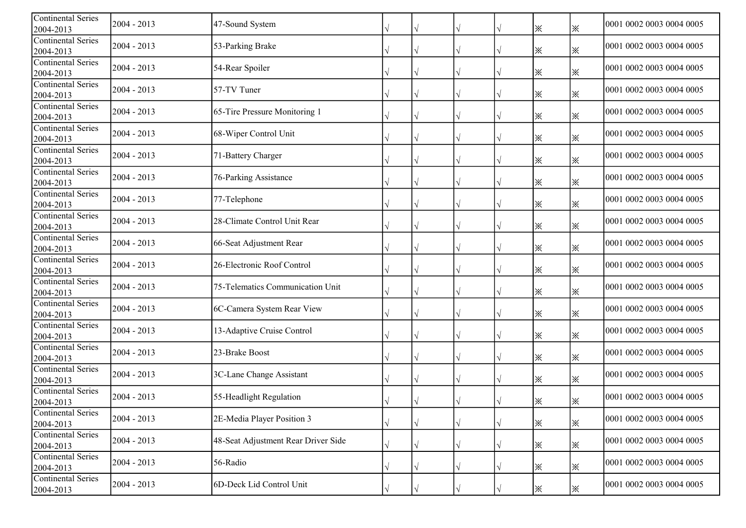| | | | | | | | | | |
|---|---|---|---|---|---|---|---|---|---|
| Continental Series 2004-2013 | 2004 - 2013 | 47-Sound System | √ | √ | √ | √ | ※ | ※ | 0001 0002 0003 0004 0005 |
| Continental Series 2004-2013 | 2004 - 2013 | 53-Parking Brake | √ | √ | √ | √ | ※ | ※ | 0001 0002 0003 0004 0005 |
| Continental Series 2004-2013 | 2004 - 2013 | 54-Rear Spoiler | √ | √ | √ | √ | ※ | ※ | 0001 0002 0003 0004 0005 |
| Continental Series 2004-2013 | 2004 - 2013 | 57-TV Tuner | √ | √ | √ | √ | ※ | ※ | 0001 0002 0003 0004 0005 |
| Continental Series 2004-2013 | 2004 - 2013 | 65-Tire Pressure Monitoring 1 | √ | √ | √ | √ | ※ | ※ | 0001 0002 0003 0004 0005 |
| Continental Series 2004-2013 | 2004 - 2013 | 68-Wiper Control Unit | √ | √ | √ | √ | ※ | ※ | 0001 0002 0003 0004 0005 |
| Continental Series 2004-2013 | 2004 - 2013 | 71-Battery Charger | √ | √ | √ | √ | ※ | ※ | 0001 0002 0003 0004 0005 |
| Continental Series 2004-2013 | 2004 - 2013 | 76-Parking Assistance | √ | √ | √ | √ | ※ | ※ | 0001 0002 0003 0004 0005 |
| Continental Series 2004-2013 | 2004 - 2013 | 77-Telephone | √ | √ | √ | √ | ※ | ※ | 0001 0002 0003 0004 0005 |
| Continental Series 2004-2013 | 2004 - 2013 | 28-Climate Control Unit Rear | √ | √ | √ | √ | ※ | ※ | 0001 0002 0003 0004 0005 |
| Continental Series 2004-2013 | 2004 - 2013 | 66-Seat Adjustment Rear | √ | √ | √ | √ | ※ | ※ | 0001 0002 0003 0004 0005 |
| Continental Series 2004-2013 | 2004 - 2013 | 26-Electronic Roof Control | √ | √ | √ | √ | ※ | ※ | 0001 0002 0003 0004 0005 |
| Continental Series 2004-2013 | 2004 - 2013 | 75-Telematics Communication Unit | √ | √ | √ | √ | ※ | ※ | 0001 0002 0003 0004 0005 |
| Continental Series 2004-2013 | 2004 - 2013 | 6C-Camera System Rear View | √ | √ | √ | √ | ※ | ※ | 0001 0002 0003 0004 0005 |
| Continental Series 2004-2013 | 2004 - 2013 | 13-Adaptive Cruise Control | √ | √ | √ | √ | ※ | ※ | 0001 0002 0003 0004 0005 |
| Continental Series 2004-2013 | 2004 - 2013 | 23-Brake Boost | √ | √ | √ | √ | ※ | ※ | 0001 0002 0003 0004 0005 |
| Continental Series 2004-2013 | 2004 - 2013 | 3C-Lane Change Assistant | √ | √ | √ | √ | ※ | ※ | 0001 0002 0003 0004 0005 |
| Continental Series 2004-2013 | 2004 - 2013 | 55-Headlight Regulation | √ | √ | √ | √ | ※ | ※ | 0001 0002 0003 0004 0005 |
| Continental Series 2004-2013 | 2004 - 2013 | 2E-Media Player Position 3 | √ | √ | √ | √ | ※ | ※ | 0001 0002 0003 0004 0005 |
| Continental Series 2004-2013 | 2004 - 2013 | 48-Seat Adjustment Rear Driver Side | √ | √ | √ | √ | ※ | ※ | 0001 0002 0003 0004 0005 |
| Continental Series 2004-2013 | 2004 - 2013 | 56-Radio | √ | √ | √ | √ | ※ | ※ | 0001 0002 0003 0004 0005 |
| Continental Series 2004-2013 | 2004 - 2013 | 6D-Deck Lid Control Unit | √ | √ | √ | √ | ※ | ※ | 0001 0002 0003 0004 0005 |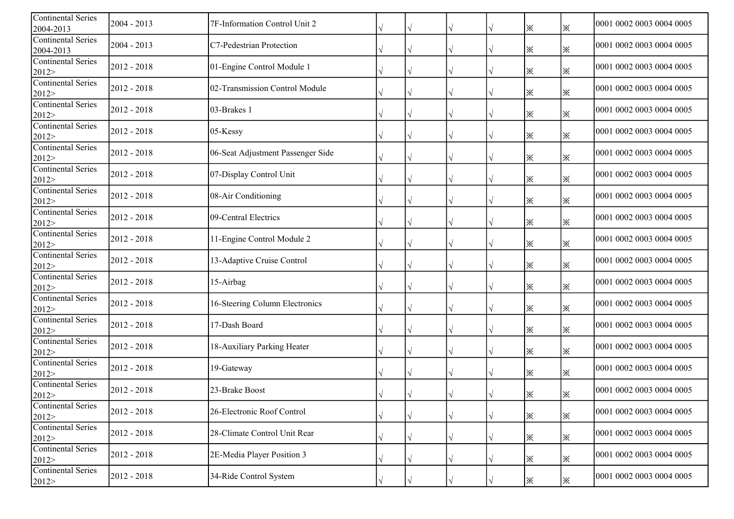| | | | | | | | | | |
|---|---|---|---|---|---|---|---|---|---|
| Continental Series 2004-2013 | 2004 - 2013 | 7F-Information Control Unit 2 | √ | √ | √ | √ | ※ | ※ | 0001 0002 0003 0004 0005 |
| Continental Series 2004-2013 | 2004 - 2013 | C7-Pedestrian Protection | √ | √ | √ | √ | ※ | ※ | 0001 0002 0003 0004 0005 |
| Continental Series 2012> | 2012 - 2018 | 01-Engine Control Module 1 | √ | √ | √ | √ | ※ | ※ | 0001 0002 0003 0004 0005 |
| Continental Series 2012> | 2012 - 2018 | 02-Transmission Control Module | √ | √ | √ | √ | ※ | ※ | 0001 0002 0003 0004 0005 |
| Continental Series 2012> | 2012 - 2018 | 03-Brakes 1 | √ | √ | √ | √ | ※ | ※ | 0001 0002 0003 0004 0005 |
| Continental Series 2012> | 2012 - 2018 | 05-Kessy | √ | √ | √ | √ | ※ | ※ | 0001 0002 0003 0004 0005 |
| Continental Series 2012> | 2012 - 2018 | 06-Seat Adjustment Passenger Side | √ | √ | √ | √ | ※ | ※ | 0001 0002 0003 0004 0005 |
| Continental Series 2012> | 2012 - 2018 | 07-Display Control Unit | √ | √ | √ | √ | ※ | ※ | 0001 0002 0003 0004 0005 |
| Continental Series 2012> | 2012 - 2018 | 08-Air Conditioning | √ | √ | √ | √ | ※ | ※ | 0001 0002 0003 0004 0005 |
| Continental Series 2012> | 2012 - 2018 | 09-Central Electrics | √ | √ | √ | √ | ※ | ※ | 0001 0002 0003 0004 0005 |
| Continental Series 2012> | 2012 - 2018 | 11-Engine Control Module 2 | √ | √ | √ | √ | ※ | ※ | 0001 0002 0003 0004 0005 |
| Continental Series 2012> | 2012 - 2018 | 13-Adaptive Cruise Control | √ | √ | √ | √ | ※ | ※ | 0001 0002 0003 0004 0005 |
| Continental Series 2012> | 2012 - 2018 | 15-Airbag | √ | √ | √ | √ | ※ | ※ | 0001 0002 0003 0004 0005 |
| Continental Series 2012> | 2012 - 2018 | 16-Steering Column Electronics | √ | √ | √ | √ | ※ | ※ | 0001 0002 0003 0004 0005 |
| Continental Series 2012> | 2012 - 2018 | 17-Dash Board | √ | √ | √ | √ | ※ | ※ | 0001 0002 0003 0004 0005 |
| Continental Series 2012> | 2012 - 2018 | 18-Auxiliary Parking Heater | √ | √ | √ | √ | ※ | ※ | 0001 0002 0003 0004 0005 |
| Continental Series 2012> | 2012 - 2018 | 19-Gateway | √ | √ | √ | √ | ※ | ※ | 0001 0002 0003 0004 0005 |
| Continental Series 2012> | 2012 - 2018 | 23-Brake Boost | √ | √ | √ | √ | ※ | ※ | 0001 0002 0003 0004 0005 |
| Continental Series 2012> | 2012 - 2018 | 26-Electronic Roof Control | √ | √ | √ | √ | ※ | ※ | 0001 0002 0003 0004 0005 |
| Continental Series 2012> | 2012 - 2018 | 28-Climate Control Unit Rear | √ | √ | √ | √ | ※ | ※ | 0001 0002 0003 0004 0005 |
| Continental Series 2012> | 2012 - 2018 | 2E-Media Player Position 3 | √ | √ | √ | √ | ※ | ※ | 0001 0002 0003 0004 0005 |
| Continental Series 2012> | 2012 - 2018 | 34-Ride Control System | √ | √ | √ | √ | ※ | ※ | 0001 0002 0003 0004 0005 |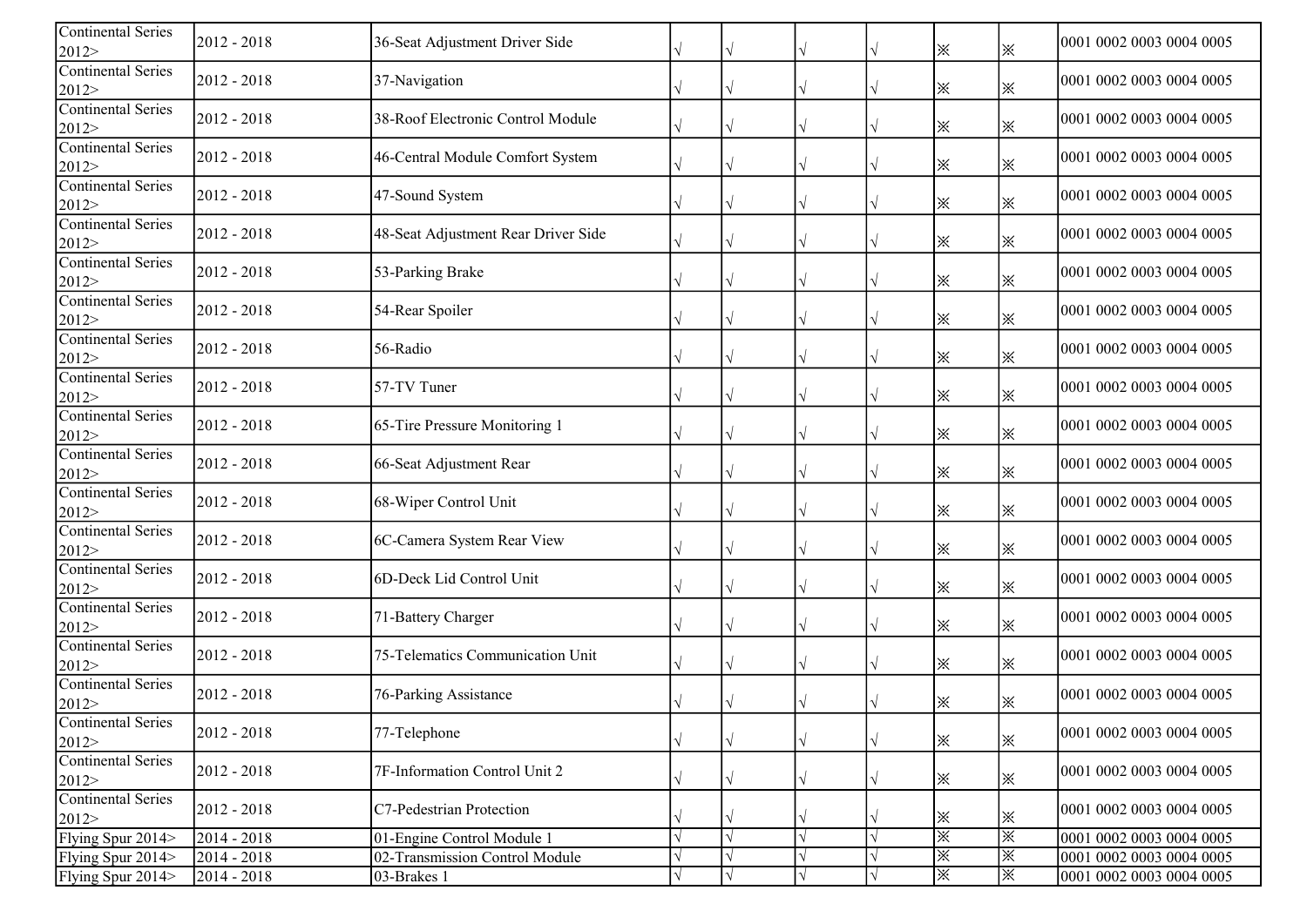| | | | | | | | | | |
|---|---|---|---|---|---|---|---|---|---|
| Continental Series 2012> | 2012 - 2018 | 36-Seat Adjustment Driver Side | √ | √ | √ | √ | ※ | ※ | 0001 0002 0003 0004 0005 |
| Continental Series 2012> | 2012 - 2018 | 37-Navigation | √ | √ | √ | √ | ※ | ※ | 0001 0002 0003 0004 0005 |
| Continental Series 2012> | 2012 - 2018 | 38-Roof Electronic Control Module | √ | √ | √ | √ | ※ | ※ | 0001 0002 0003 0004 0005 |
| Continental Series 2012> | 2012 - 2018 | 46-Central Module Comfort System | √ | √ | √ | √ | ※ | ※ | 0001 0002 0003 0004 0005 |
| Continental Series 2012> | 2012 - 2018 | 47-Sound System | √ | √ | √ | √ | ※ | ※ | 0001 0002 0003 0004 0005 |
| Continental Series 2012> | 2012 - 2018 | 48-Seat Adjustment Rear Driver Side | √ | √ | √ | √ | ※ | ※ | 0001 0002 0003 0004 0005 |
| Continental Series 2012> | 2012 - 2018 | 53-Parking Brake | √ | √ | √ | √ | ※ | ※ | 0001 0002 0003 0004 0005 |
| Continental Series 2012> | 2012 - 2018 | 54-Rear Spoiler | √ | √ | √ | √ | ※ | ※ | 0001 0002 0003 0004 0005 |
| Continental Series 2012> | 2012 - 2018 | 56-Radio | √ | √ | √ | √ | ※ | ※ | 0001 0002 0003 0004 0005 |
| Continental Series 2012> | 2012 - 2018 | 57-TV Tuner | √ | √ | √ | √ | ※ | ※ | 0001 0002 0003 0004 0005 |
| Continental Series 2012> | 2012 - 2018 | 65-Tire Pressure Monitoring 1 | √ | √ | √ | √ | ※ | ※ | 0001 0002 0003 0004 0005 |
| Continental Series 2012> | 2012 - 2018 | 66-Seat Adjustment Rear | √ | √ | √ | √ | ※ | ※ | 0001 0002 0003 0004 0005 |
| Continental Series 2012> | 2012 - 2018 | 68-Wiper Control Unit | √ | √ | √ | √ | ※ | ※ | 0001 0002 0003 0004 0005 |
| Continental Series 2012> | 2012 - 2018 | 6C-Camera System Rear View | √ | √ | √ | √ | ※ | ※ | 0001 0002 0003 0004 0005 |
| Continental Series 2012> | 2012 - 2018 | 6D-Deck Lid Control Unit | √ | √ | √ | √ | ※ | ※ | 0001 0002 0003 0004 0005 |
| Continental Series 2012> | 2012 - 2018 | 71-Battery Charger | √ | √ | √ | √ | ※ | ※ | 0001 0002 0003 0004 0005 |
| Continental Series 2012> | 2012 - 2018 | 75-Telematics Communication Unit | √ | √ | √ | √ | ※ | ※ | 0001 0002 0003 0004 0005 |
| Continental Series 2012> | 2012 - 2018 | 76-Parking Assistance | √ | √ | √ | √ | ※ | ※ | 0001 0002 0003 0004 0005 |
| Continental Series 2012> | 2012 - 2018 | 77-Telephone | √ | √ | √ | √ | ※ | ※ | 0001 0002 0003 0004 0005 |
| Continental Series 2012> | 2012 - 2018 | 7F-Information Control Unit 2 | √ | √ | √ | √ | ※ | ※ | 0001 0002 0003 0004 0005 |
| Continental Series 2012> | 2012 - 2018 | C7-Pedestrian Protection | √ | √ | √ | √ | ※ | ※ | 0001 0002 0003 0004 0005 |
| Flying Spur 2014> | 2014 - 2018 | 01-Engine Control Module 1 | √ | √ | √ | √ | ※ | ※ | 0001 0002 0003 0004 0005 |
| Flying Spur 2014> | 2014 - 2018 | 02-Transmission Control Module | √ | √ | √ | √ | ※ | ※ | 0001 0002 0003 0004 0005 |
| Flying Spur 2014> | 2014 - 2018 | 03-Brakes 1 | √ | √ | √ | √ | ※ | ※ | 0001 0002 0003 0004 0005 |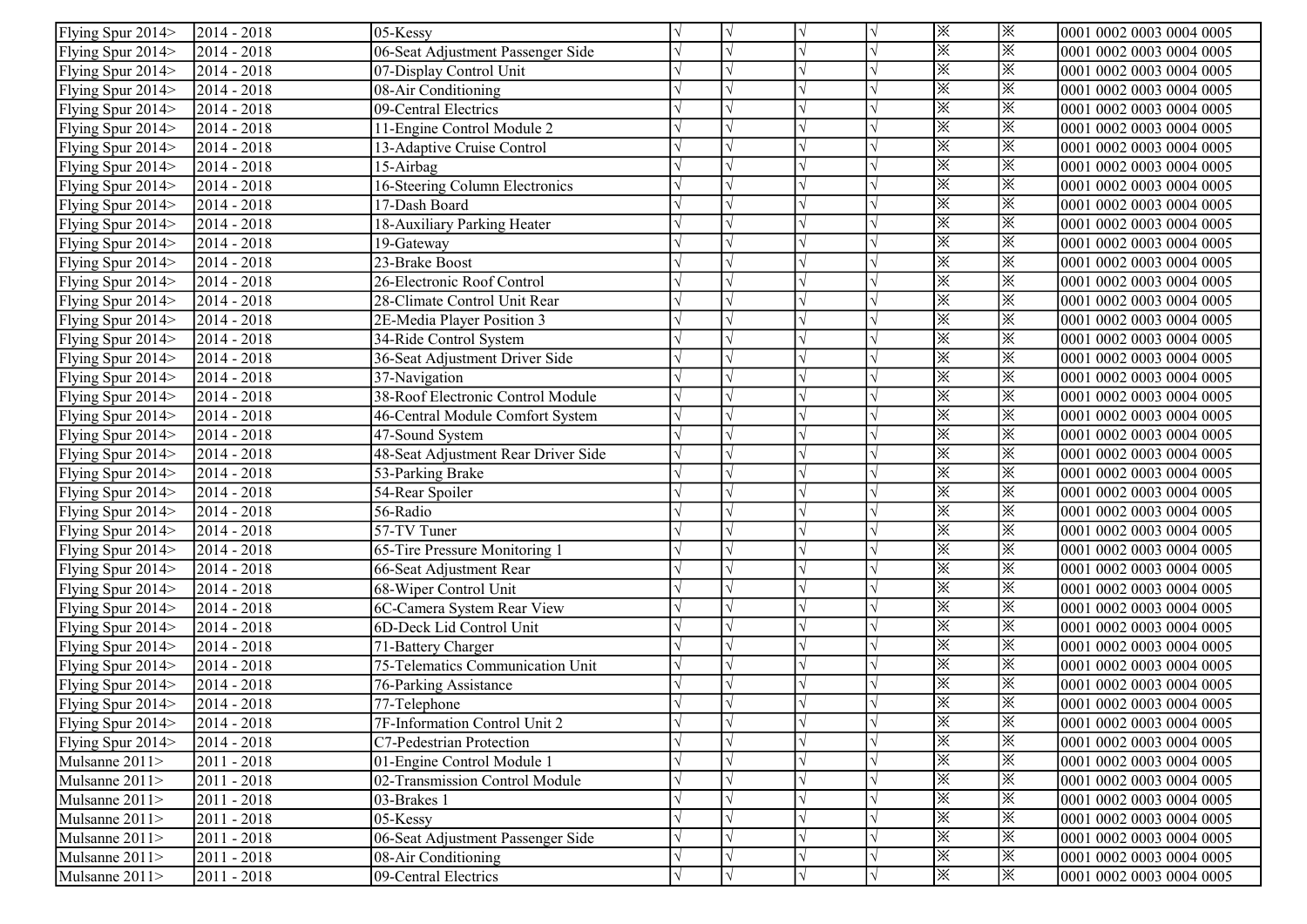| Flying Spur 2014> | 2014 - 2018 | 05-Kessy | √ | √ | √ | √ | ※ | ※ | 0001 0002 0003 0004 0005 |
|---|---|---|---|---|---|---|---|---|---|
| Flying Spur 2014> | 2014 - 2018 | 06-Seat Adjustment Passenger Side | √ | √ | √ | √ | ※ | ※ | 0001 0002 0003 0004 0005 |
| Flying Spur 2014> | 2014 - 2018 | 07-Display Control Unit | √ | √ | √ | √ | ※ | ※ | 0001 0002 0003 0004 0005 |
| Flying Spur 2014> | 2014 - 2018 | 08-Air Conditioning | √ | √ | √ | √ | ※ | ※ | 0001 0002 0003 0004 0005 |
| Flying Spur 2014> | 2014 - 2018 | 09-Central Electrics | √ | √ | √ | √ | ※ | ※ | 0001 0002 0003 0004 0005 |
| Flying Spur 2014> | 2014 - 2018 | 11-Engine Control Module 2 | √ | √ | √ | √ | ※ | ※ | 0001 0002 0003 0004 0005 |
| Flying Spur 2014> | 2014 - 2018 | 13-Adaptive Cruise Control | √ | √ | √ | √ | ※ | ※ | 0001 0002 0003 0004 0005 |
| Flying Spur 2014> | 2014 - 2018 | 15-Airbag | √ | √ | √ | √ | ※ | ※ | 0001 0002 0003 0004 0005 |
| Flying Spur 2014> | 2014 - 2018 | 16-Steering Column Electronics | √ | √ | √ | √ | ※ | ※ | 0001 0002 0003 0004 0005 |
| Flying Spur 2014> | 2014 - 2018 | 17-Dash Board | √ | √ | √ | √ | ※ | ※ | 0001 0002 0003 0004 0005 |
| Flying Spur 2014> | 2014 - 2018 | 18-Auxiliary Parking Heater | √ | √ | √ | √ | ※ | ※ | 0001 0002 0003 0004 0005 |
| Flying Spur 2014> | 2014 - 2018 | 19-Gateway | √ | √ | √ | √ | ※ | ※ | 0001 0002 0003 0004 0005 |
| Flying Spur 2014> | 2014 - 2018 | 23-Brake Boost | √ | √ | √ | √ | ※ | ※ | 0001 0002 0003 0004 0005 |
| Flying Spur 2014> | 2014 - 2018 | 26-Electronic Roof Control | √ | √ | √ | √ | ※ | ※ | 0001 0002 0003 0004 0005 |
| Flying Spur 2014> | 2014 - 2018 | 28-Climate Control Unit Rear | √ | √ | √ | √ | ※ | ※ | 0001 0002 0003 0004 0005 |
| Flying Spur 2014> | 2014 - 2018 | 2E-Media Player Position 3 | √ | √ | √ | √ | ※ | ※ | 0001 0002 0003 0004 0005 |
| Flying Spur 2014> | 2014 - 2018 | 34-Ride Control System | √ | √ | √ | √ | ※ | ※ | 0001 0002 0003 0004 0005 |
| Flying Spur 2014> | 2014 - 2018 | 36-Seat Adjustment Driver Side | √ | √ | √ | √ | ※ | ※ | 0001 0002 0003 0004 0005 |
| Flying Spur 2014> | 2014 - 2018 | 37-Navigation | √ | √ | √ | √ | ※ | ※ | 0001 0002 0003 0004 0005 |
| Flying Spur 2014> | 2014 - 2018 | 38-Roof Electronic Control Module | √ | √ | √ | √ | ※ | ※ | 0001 0002 0003 0004 0005 |
| Flying Spur 2014> | 2014 - 2018 | 46-Central Module Comfort System | √ | √ | √ | √ | ※ | ※ | 0001 0002 0003 0004 0005 |
| Flying Spur 2014> | 2014 - 2018 | 47-Sound System | √ | √ | √ | √ | ※ | ※ | 0001 0002 0003 0004 0005 |
| Flying Spur 2014> | 2014 - 2018 | 48-Seat Adjustment Rear Driver Side | √ | √ | √ | √ | ※ | ※ | 0001 0002 0003 0004 0005 |
| Flying Spur 2014> | 2014 - 2018 | 53-Parking Brake | √ | √ | √ | √ | ※ | ※ | 0001 0002 0003 0004 0005 |
| Flying Spur 2014> | 2014 - 2018 | 54-Rear Spoiler | √ | √ | √ | √ | ※ | ※ | 0001 0002 0003 0004 0005 |
| Flying Spur 2014> | 2014 - 2018 | 56-Radio | √ | √ | √ | √ | ※ | ※ | 0001 0002 0003 0004 0005 |
| Flying Spur 2014> | 2014 - 2018 | 57-TV Tuner | √ | √ | √ | √ | ※ | ※ | 0001 0002 0003 0004 0005 |
| Flying Spur 2014> | 2014 - 2018 | 65-Tire Pressure Monitoring 1 | √ | √ | √ | √ | ※ | ※ | 0001 0002 0003 0004 0005 |
| Flying Spur 2014> | 2014 - 2018 | 66-Seat Adjustment Rear | √ | √ | √ | √ | ※ | ※ | 0001 0002 0003 0004 0005 |
| Flying Spur 2014> | 2014 - 2018 | 68-Wiper Control Unit | √ | √ | √ | √ | ※ | ※ | 0001 0002 0003 0004 0005 |
| Flying Spur 2014> | 2014 - 2018 | 6C-Camera System Rear View | √ | √ | √ | √ | ※ | ※ | 0001 0002 0003 0004 0005 |
| Flying Spur 2014> | 2014 - 2018 | 6D-Deck Lid Control Unit | √ | √ | √ | √ | ※ | ※ | 0001 0002 0003 0004 0005 |
| Flying Spur 2014> | 2014 - 2018 | 71-Battery Charger | √ | √ | √ | √ | ※ | ※ | 0001 0002 0003 0004 0005 |
| Flying Spur 2014> | 2014 - 2018 | 75-Telematics Communication Unit | √ | √ | √ | √ | ※ | ※ | 0001 0002 0003 0004 0005 |
| Flying Spur 2014> | 2014 - 2018 | 76-Parking Assistance | √ | √ | √ | √ | ※ | ※ | 0001 0002 0003 0004 0005 |
| Flying Spur 2014> | 2014 - 2018 | 77-Telephone | √ | √ | √ | √ | ※ | ※ | 0001 0002 0003 0004 0005 |
| Flying Spur 2014> | 2014 - 2018 | 7F-Information Control Unit 2 | √ | √ | √ | √ | ※ | ※ | 0001 0002 0003 0004 0005 |
| Flying Spur 2014> | 2014 - 2018 | C7-Pedestrian Protection | √ | √ | √ | √ | ※ | ※ | 0001 0002 0003 0004 0005 |
| Mulsanne 2011> | 2011 - 2018 | 01-Engine Control Module 1 | √ | √ | √ | √ | ※ | ※ | 0001 0002 0003 0004 0005 |
| Mulsanne 2011> | 2011 - 2018 | 02-Transmission Control Module | √ | √ | √ | √ | ※ | ※ | 0001 0002 0003 0004 0005 |
| Mulsanne 2011> | 2011 - 2018 | 03-Brakes 1 | √ | √ | √ | √ | ※ | ※ | 0001 0002 0003 0004 0005 |
| Mulsanne 2011> | 2011 - 2018 | 05-Kessy | √ | √ | √ | √ | ※ | ※ | 0001 0002 0003 0004 0005 |
| Mulsanne 2011> | 2011 - 2018 | 06-Seat Adjustment Passenger Side | √ | √ | √ | √ | ※ | ※ | 0001 0002 0003 0004 0005 |
| Mulsanne 2011> | 2011 - 2018 | 08-Air Conditioning | √ | √ | √ | √ | ※ | ※ | 0001 0002 0003 0004 0005 |
| Mulsanne 2011> | 2011 - 2018 | 09-Central Electrics | √ | √ | √ | √ | ※ | ※ | 0001 0002 0003 0004 0005 |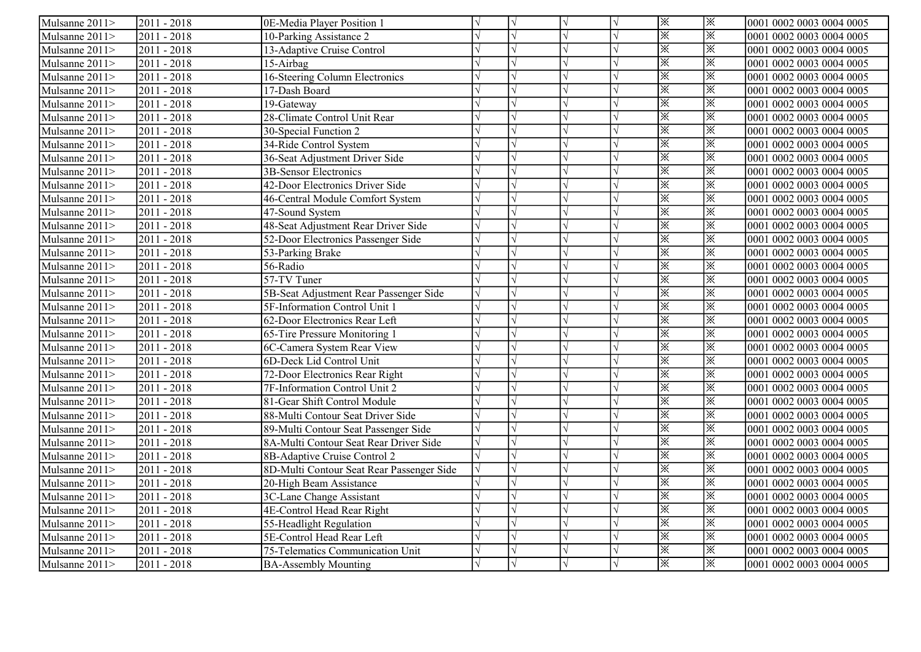| | | | | | | | | | |
|---|---|---|---|---|---|---|---|---|---|
| Mulsanne 2011> | 2011 - 2018 | 0E-Media Player Position 1 | √ | √ | √ | √ | ※ | ※ | 0001 0002 0003 0004 0005 |
| Mulsanne 2011> | 2011 - 2018 | 10-Parking Assistance 2 | √ | √ | √ | √ | ※ | ※ | 0001 0002 0003 0004 0005 |
| Mulsanne 2011> | 2011 - 2018 | 13-Adaptive Cruise Control | √ | √ | √ | √ | ※ | ※ | 0001 0002 0003 0004 0005 |
| Mulsanne 2011> | 2011 - 2018 | 15-Airbag | √ | √ | √ | √ | ※ | ※ | 0001 0002 0003 0004 0005 |
| Mulsanne 2011> | 2011 - 2018 | 16-Steering Column Electronics | √ | √ | √ | √ | ※ | ※ | 0001 0002 0003 0004 0005 |
| Mulsanne 2011> | 2011 - 2018 | 17-Dash Board | √ | √ | √ | √ | ※ | ※ | 0001 0002 0003 0004 0005 |
| Mulsanne 2011> | 2011 - 2018 | 19-Gateway | √ | √ | √ | √ | ※ | ※ | 0001 0002 0003 0004 0005 |
| Mulsanne 2011> | 2011 - 2018 | 28-Climate Control Unit Rear | √ | √ | √ | √ | ※ | ※ | 0001 0002 0003 0004 0005 |
| Mulsanne 2011> | 2011 - 2018 | 30-Special Function 2 | √ | √ | √ | √ | ※ | ※ | 0001 0002 0003 0004 0005 |
| Mulsanne 2011> | 2011 - 2018 | 34-Ride Control System | √ | √ | √ | √ | ※ | ※ | 0001 0002 0003 0004 0005 |
| Mulsanne 2011> | 2011 - 2018 | 36-Seat Adjustment Driver Side | √ | √ | √ | √ | ※ | ※ | 0001 0002 0003 0004 0005 |
| Mulsanne 2011> | 2011 - 2018 | 3B-Sensor Electronics | √ | √ | √ | √ | ※ | ※ | 0001 0002 0003 0004 0005 |
| Mulsanne 2011> | 2011 - 2018 | 42-Door Electronics Driver Side | √ | √ | √ | √ | ※ | ※ | 0001 0002 0003 0004 0005 |
| Mulsanne 2011> | 2011 - 2018 | 46-Central Module Comfort System | √ | √ | √ | √ | ※ | ※ | 0001 0002 0003 0004 0005 |
| Mulsanne 2011> | 2011 - 2018 | 47-Sound System | √ | √ | √ | √ | ※ | ※ | 0001 0002 0003 0004 0005 |
| Mulsanne 2011> | 2011 - 2018 | 48-Seat Adjustment Rear Driver Side | √ | √ | √ | √ | ※ | ※ | 0001 0002 0003 0004 0005 |
| Mulsanne 2011> | 2011 - 2018 | 52-Door Electronics Passenger Side | √ | √ | √ | √ | ※ | ※ | 0001 0002 0003 0004 0005 |
| Mulsanne 2011> | 2011 - 2018 | 53-Parking Brake | √ | √ | √ | √ | ※ | ※ | 0001 0002 0003 0004 0005 |
| Mulsanne 2011> | 2011 - 2018 | 56-Radio | √ | √ | √ | √ | ※ | ※ | 0001 0002 0003 0004 0005 |
| Mulsanne 2011> | 2011 - 2018 | 57-TV Tuner | √ | √ | √ | √ | ※ | ※ | 0001 0002 0003 0004 0005 |
| Mulsanne 2011> | 2011 - 2018 | 5B-Seat Adjustment Rear Passenger Side | √ | √ | √ | √ | ※ | ※ | 0001 0002 0003 0004 0005 |
| Mulsanne 2011> | 2011 - 2018 | 5F-Information Control Unit 1 | √ | √ | √ | √ | ※ | ※ | 0001 0002 0003 0004 0005 |
| Mulsanne 2011> | 2011 - 2018 | 62-Door Electronics Rear Left | √ | √ | √ | √ | ※ | ※ | 0001 0002 0003 0004 0005 |
| Mulsanne 2011> | 2011 - 2018 | 65-Tire Pressure Monitoring 1 | √ | √ | √ | √ | ※ | ※ | 0001 0002 0003 0004 0005 |
| Mulsanne 2011> | 2011 - 2018 | 6C-Camera System Rear View | √ | √ | √ | √ | ※ | ※ | 0001 0002 0003 0004 0005 |
| Mulsanne 2011> | 2011 - 2018 | 6D-Deck Lid Control Unit | √ | √ | √ | √ | ※ | ※ | 0001 0002 0003 0004 0005 |
| Mulsanne 2011> | 2011 - 2018 | 72-Door Electronics Rear Right | √ | √ | √ | √ | ※ | ※ | 0001 0002 0003 0004 0005 |
| Mulsanne 2011> | 2011 - 2018 | 7F-Information Control Unit 2 | √ | √ | √ | √ | ※ | ※ | 0001 0002 0003 0004 0005 |
| Mulsanne 2011> | 2011 - 2018 | 81-Gear Shift Control Module | √ | √ | √ | √ | ※ | ※ | 0001 0002 0003 0004 0005 |
| Mulsanne 2011> | 2011 - 2018 | 88-Multi Contour Seat Driver Side | √ | √ | √ | √ | ※ | ※ | 0001 0002 0003 0004 0005 |
| Mulsanne 2011> | 2011 - 2018 | 89-Multi Contour Seat Passenger Side | √ | √ | √ | √ | ※ | ※ | 0001 0002 0003 0004 0005 |
| Mulsanne 2011> | 2011 - 2018 | 8A-Multi Contour Seat Rear Driver Side | √ | √ | √ | √ | ※ | ※ | 0001 0002 0003 0004 0005 |
| Mulsanne 2011> | 2011 - 2018 | 8B-Adaptive Cruise Control 2 | √ | √ | √ | √ | ※ | ※ | 0001 0002 0003 0004 0005 |
| Mulsanne 2011> | 2011 - 2018 | 8D-Multi Contour Seat Rear Passenger Side | √ | √ | √ | √ | ※ | ※ | 0001 0002 0003 0004 0005 |
| Mulsanne 2011> | 2011 - 2018 | 20-High Beam Assistance | √ | √ | √ | √ | ※ | ※ | 0001 0002 0003 0004 0005 |
| Mulsanne 2011> | 2011 - 2018 | 3C-Lane Change Assistant | √ | √ | √ | √ | ※ | ※ | 0001 0002 0003 0004 0005 |
| Mulsanne 2011> | 2011 - 2018 | 4E-Control Head Rear Right | √ | √ | √ | √ | ※ | ※ | 0001 0002 0003 0004 0005 |
| Mulsanne 2011> | 2011 - 2018 | 55-Headlight Regulation | √ | √ | √ | √ | ※ | ※ | 0001 0002 0003 0004 0005 |
| Mulsanne 2011> | 2011 - 2018 | 5E-Control Head Rear Left | √ | √ | √ | √ | ※ | ※ | 0001 0002 0003 0004 0005 |
| Mulsanne 2011> | 2011 - 2018 | 75-Telematics Communication Unit | √ | √ | √ | √ | ※ | ※ | 0001 0002 0003 0004 0005 |
| Mulsanne 2011> | 2011 - 2018 | BA-Assembly Mounting | √ | √ | √ | √ | ※ | ※ | 0001 0002 0003 0004 0005 |